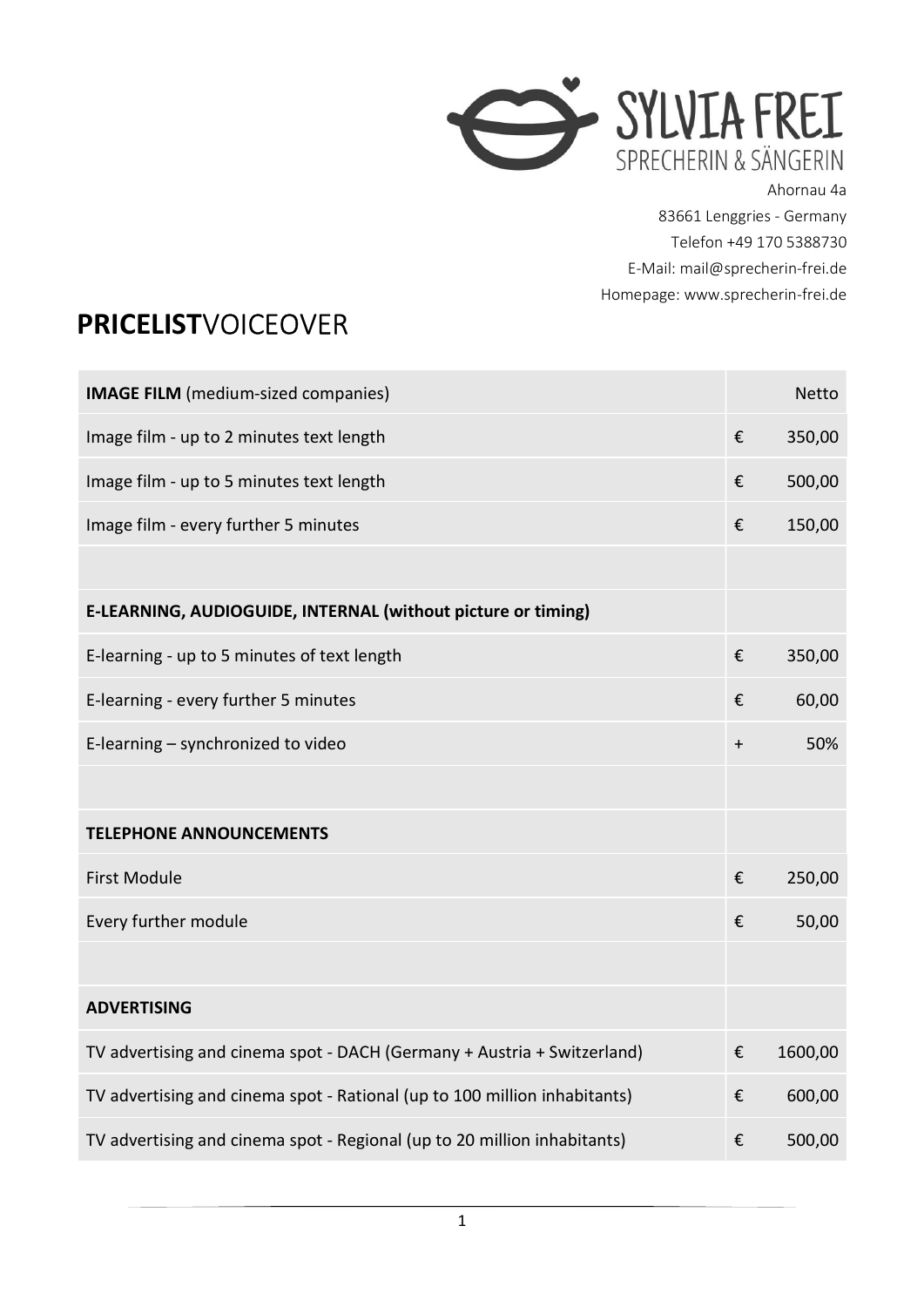SYLVIA FREI
SPRECHERIN & SÄNGERIN

Ahornau 4a
83661 Lenggries - Germany
Telefon +49 170 5388730
E-Mail: mail@sprecherin-frei.de
Homepage: www.sprecherin-frei.de

# **PRICELIST**VOICEOVER

| **IMAGE FILM** (medium-sized companies) | | Netto |
|---|---|---|
| Image film - up to 2 minutes text length | € | 350,00 |
| Image film - up to 5 minutes text length | € | 500,00 |
| Image film - every further 5 minutes | € | 150,00 |
| | | |
| **E-LEARNING, AUDIOGUIDE, INTERNAL (without picture or timing)** | | |
| E-learning - up to 5 minutes of text length | € | 350,00 |
| E-learning - every further 5 minutes | € | 60,00 |
| E-learning – synchronized to video | + | 50% |
| | | |
| **TELEPHONE ANNOUNCEMENTS** | | |
| First Module | € | 250,00 |
| Every further module | € | 50,00 |
| | | |
| **ADVERTISING** | | |
| TV advertising and cinema spot - DACH (Germany + Austria + Switzerland) | € | 1600,00 |
| TV advertising and cinema spot - Rational (up to 100 million inhabitants) | € | 600,00 |
| TV advertising and cinema spot - Regional (up to 20 million inhabitants) | € | 500,00 |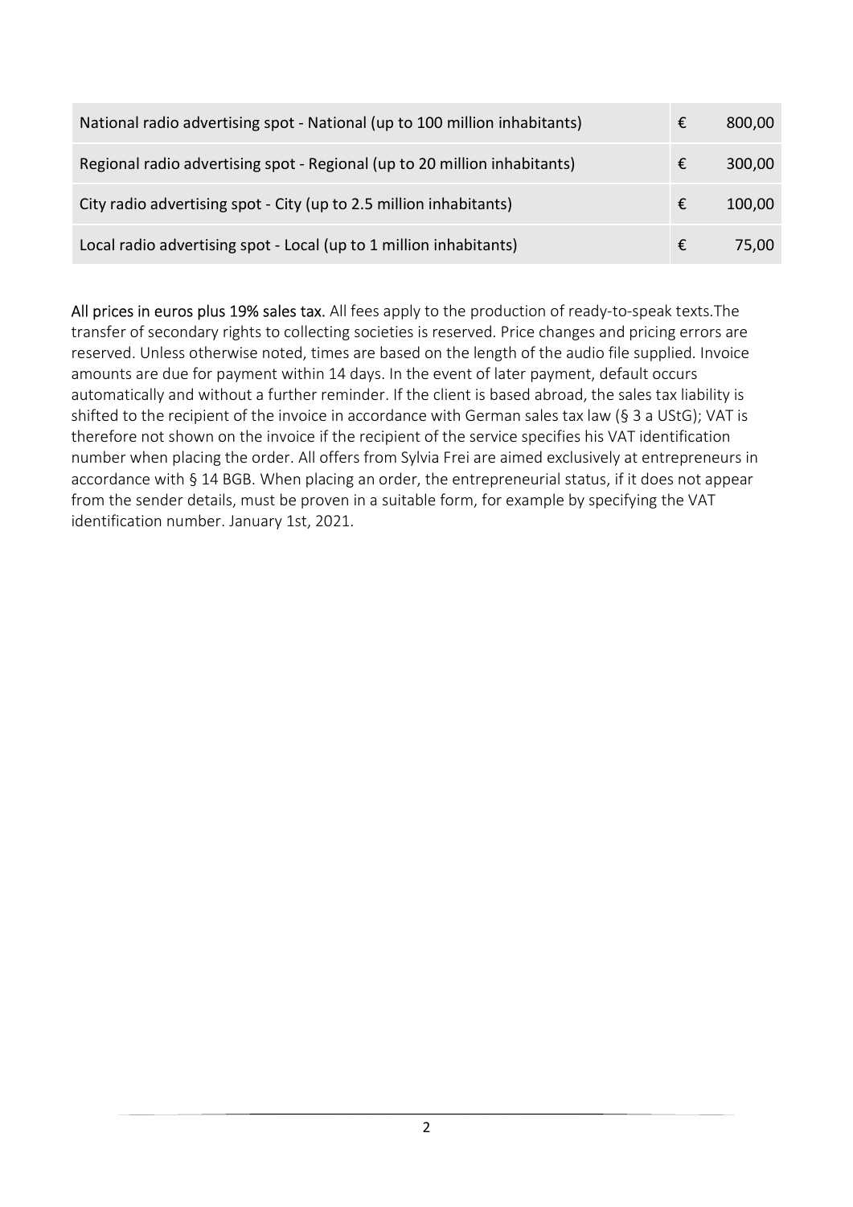| | | |
|---|---|---|
| National radio advertising spot - National (up to 100 million inhabitants) | € | 800,00 |
| Regional radio advertising spot - Regional (up to 20 million inhabitants) | € | 300,00 |
| City radio advertising spot - City (up to 2.5 million inhabitants) | € | 100,00 |
| Local radio advertising spot - Local (up to 1 million inhabitants) | € | 75,00 |

All prices in euros plus 19% sales tax. All fees apply to the production of ready-to-speak texts.The transfer of secondary rights to collecting societies is reserved. Price changes and pricing errors are reserved. Unless otherwise noted, times are based on the length of the audio file supplied. Invoice amounts are due for payment within 14 days. In the event of later payment, default occurs automatically and without a further reminder. If the client is based abroad, the sales tax liability is shifted to the recipient of the invoice in accordance with German sales tax law (§ 3 a UStG); VAT is therefore not shown on the invoice if the recipient of the service specifies his VAT identification number when placing the order. All offers from Sylvia Frei are aimed exclusively at entrepreneurs in accordance with § 14 BGB. When placing an order, the entrepreneurial status, if it does not appear from the sender details, must be proven in a suitable form, for example by specifying the VAT identification number. January 1st, 2021.